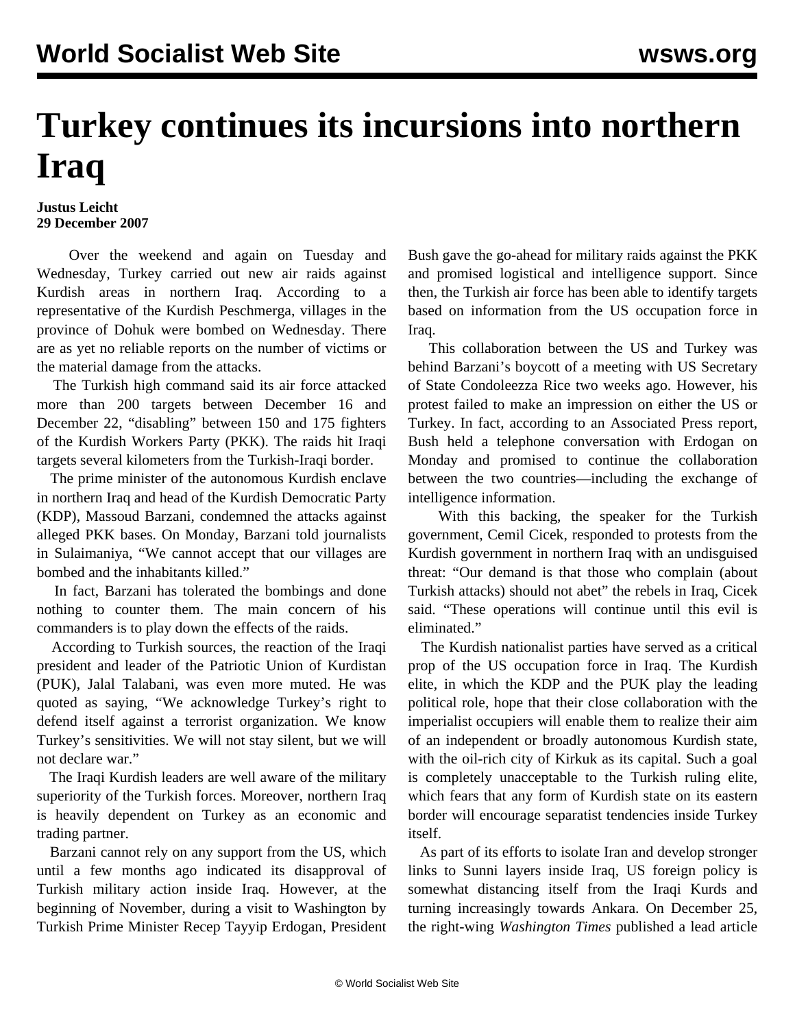# Turkey continues its incursions into northern Iraq

**Justus Leicht**
**29 December 2007**

Over the weekend and again on Tuesday and Wednesday, Turkey carried out new air raids against Kurdish areas in northern Iraq. According to a representative of the Kurdish Peschmerga, villages in the province of Dohuk were bombed on Wednesday. There are as yet no reliable reports on the number of victims or the material damage from the attacks.

The Turkish high command said its air force attacked more than 200 targets between December 16 and December 22, "disabling" between 150 and 175 fighters of the Kurdish Workers Party (PKK). The raids hit Iraqi targets several kilometers from the Turkish-Iraqi border.

The prime minister of the autonomous Kurdish enclave in northern Iraq and head of the Kurdish Democratic Party (KDP), Massoud Barzani, condemned the attacks against alleged PKK bases. On Monday, Barzani told journalists in Sulaimaniya, "We cannot accept that our villages are bombed and the inhabitants killed."

In fact, Barzani has tolerated the bombings and done nothing to counter them. The main concern of his commanders is to play down the effects of the raids.

According to Turkish sources, the reaction of the Iraqi president and leader of the Patriotic Union of Kurdistan (PUK), Jalal Talabani, was even more muted. He was quoted as saying, "We acknowledge Turkey's right to defend itself against a terrorist organization. We know Turkey's sensitivities. We will not stay silent, but we will not declare war."

The Iraqi Kurdish leaders are well aware of the military superiority of the Turkish forces. Moreover, northern Iraq is heavily dependent on Turkey as an economic and trading partner.

Barzani cannot rely on any support from the US, which until a few months ago indicated its disapproval of Turkish military action inside Iraq. However, at the beginning of November, during a visit to Washington by Turkish Prime Minister Recep Tayyip Erdogan, President Bush gave the go-ahead for military raids against the PKK and promised logistical and intelligence support. Since then, the Turkish air force has been able to identify targets based on information from the US occupation force in Iraq.

This collaboration between the US and Turkey was behind Barzani's boycott of a meeting with US Secretary of State Condoleezza Rice two weeks ago. However, his protest failed to make an impression on either the US or Turkey. In fact, according to an Associated Press report, Bush held a telephone conversation with Erdogan on Monday and promised to continue the collaboration between the two countries—including the exchange of intelligence information.

With this backing, the speaker for the Turkish government, Cemil Cicek, responded to protests from the Kurdish government in northern Iraq with an undisguised threat: "Our demand is that those who complain (about Turkish attacks) should not abet" the rebels in Iraq, Cicek said. "These operations will continue until this evil is eliminated."

The Kurdish nationalist parties have served as a critical prop of the US occupation force in Iraq. The Kurdish elite, in which the KDP and the PUK play the leading political role, hope that their close collaboration with the imperialist occupiers will enable them to realize their aim of an independent or broadly autonomous Kurdish state, with the oil-rich city of Kirkuk as its capital. Such a goal is completely unacceptable to the Turkish ruling elite, which fears that any form of Kurdish state on its eastern border will encourage separatist tendencies inside Turkey itself.

As part of its efforts to isolate Iran and develop stronger links to Sunni layers inside Iraq, US foreign policy is somewhat distancing itself from the Iraqi Kurds and turning increasingly towards Ankara. On December 25, the right-wing *Washington Times* published a lead article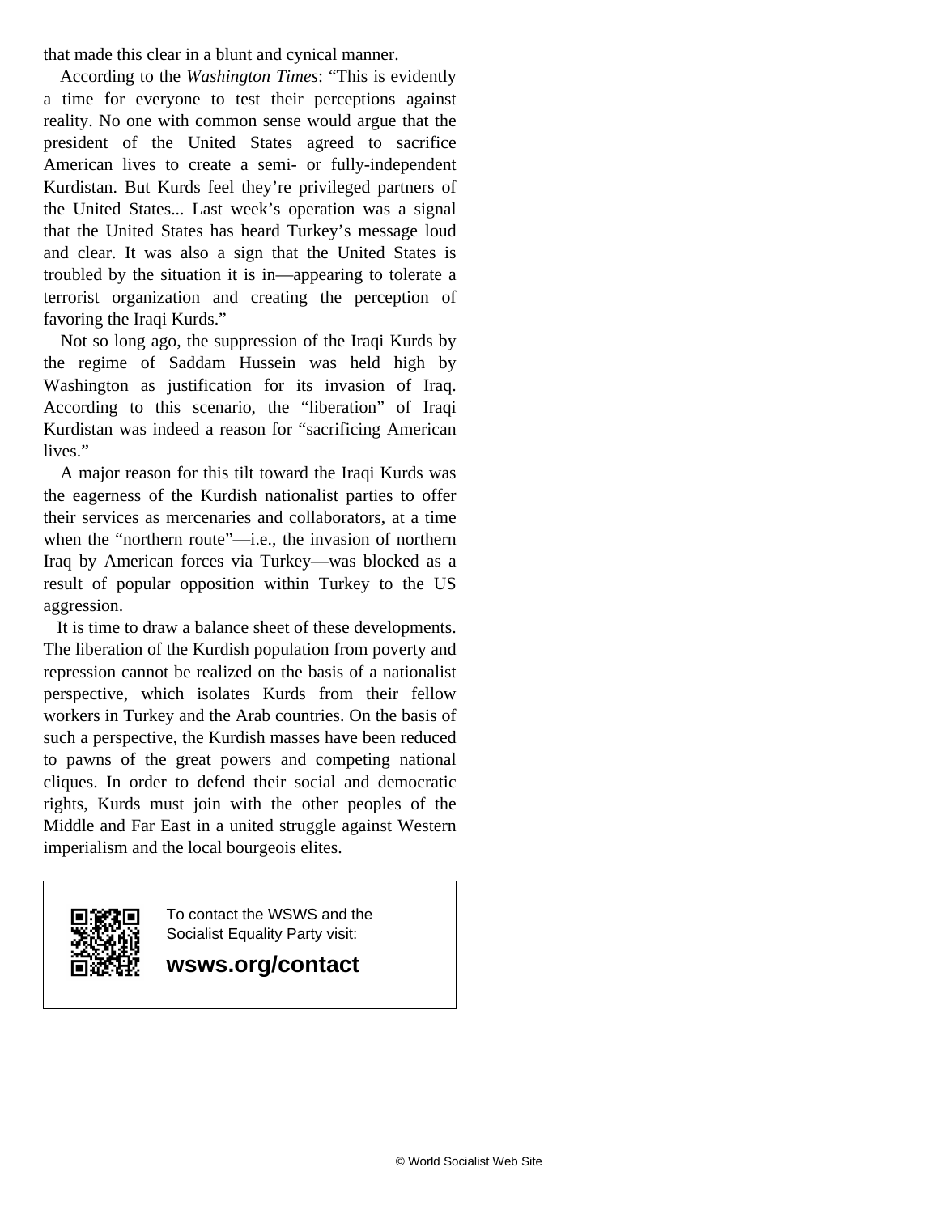that made this clear in a blunt and cynical manner.

According to the *Washington Times*: “This is evidently a time for everyone to test their perceptions against reality. No one with common sense would argue that the president of the United States agreed to sacrifice American lives to create a semi- or fully-independent Kurdistan. But Kurds feel they’re privileged partners of the United States... Last week’s operation was a signal that the United States has heard Turkey’s message loud and clear. It was also a sign that the United States is troubled by the situation it is in—appearing to tolerate a terrorist organization and creating the perception of favoring the Iraqi Kurds.”

Not so long ago, the suppression of the Iraqi Kurds by the regime of Saddam Hussein was held high by Washington as justification for its invasion of Iraq. According to this scenario, the “liberation” of Iraqi Kurdistan was indeed a reason for “sacrificing American lives.”

A major reason for this tilt toward the Iraqi Kurds was the eagerness of the Kurdish nationalist parties to offer their services as mercenaries and collaborators, at a time when the “northern route”—i.e., the invasion of northern Iraq by American forces via Turkey—was blocked as a result of popular opposition within Turkey to the US aggression.

It is time to draw a balance sheet of these developments. The liberation of the Kurdish population from poverty and repression cannot be realized on the basis of a nationalist perspective, which isolates Kurds from their fellow workers in Turkey and the Arab countries. On the basis of such a perspective, the Kurdish masses have been reduced to pawns of the great powers and competing national cliques. In order to defend their social and democratic rights, Kurds must join with the other peoples of the Middle and Far East in a united struggle against Western imperialism and the local bourgeois elites.

To contact the WSWS and the Socialist Equality Party visit:

**wsws.org/contact**